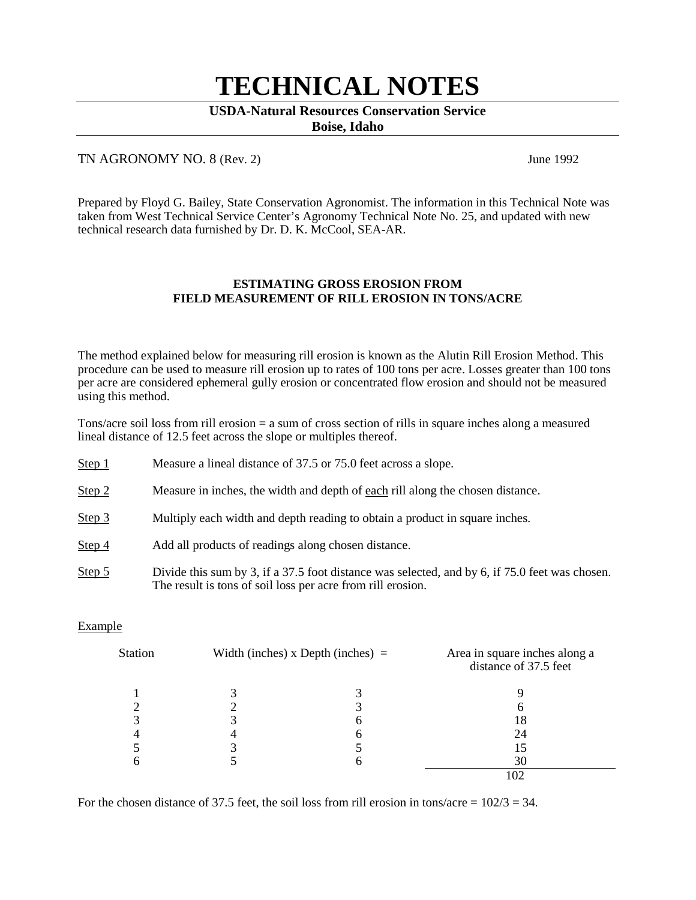# TECHNICAL NOTES

**USDA-Natural Resources Conservation Service**
**Boise, Idaho**

TN AGRONOMY NO. 8 (Rev. 2) June 1992

Prepared by Floyd G. Bailey, State Conservation Agronomist. The information in this Technical Note was taken from West Technical Service Center's Agronomy Technical Note No. 25, and updated with new technical research data furnished by Dr. D. K. McCool, SEA-AR.

## ESTIMATING GROSS EROSION FROM FIELD MEASUREMENT OF RILL EROSION IN TONS/ACRE

The method explained below for measuring rill erosion is known as the Alutin Rill Erosion Method. This procedure can be used to measure rill erosion up to rates of 100 tons per acre. Losses greater than 100 tons per acre are considered ephemeral gully erosion or concentrated flow erosion and should not be measured using this method.

Tons/acre soil loss from rill erosion = a sum of cross section of rills in square inches along a measured lineal distance of 12.5 feet across the slope or multiples thereof.

Step 1 Measure a lineal distance of 37.5 or 75.0 feet across a slope.

Step 2 Measure in inches, the width and depth of each rill along the chosen distance.

Step 3 Multiply each width and depth reading to obtain a product in square inches.

Step 4 Add all products of readings along chosen distance.

Step 5 Divide this sum by 3, if a 37.5 foot distance was selected, and by 6, if 75.0 feet was chosen. The result is tons of soil loss per acre from rill erosion.

Example

| Station | Width (inches) x | Depth (inches) = | Area in square inches along a distance of 37.5 feet |
|---|---|---|---|
| 1 | 3 | 3 | 9 |
| 2 | 2 | 3 | 6 |
| 3 | 3 | 6 | 18 |
| 4 | 4 | 6 | 24 |
| 5 | 3 | 5 | 15 |
| 6 | 5 | 6 | 30 |
| | | | 102 |

For the chosen distance of 37.5 feet, the soil loss from rill erosion in tons/acre = 102/3 = 34.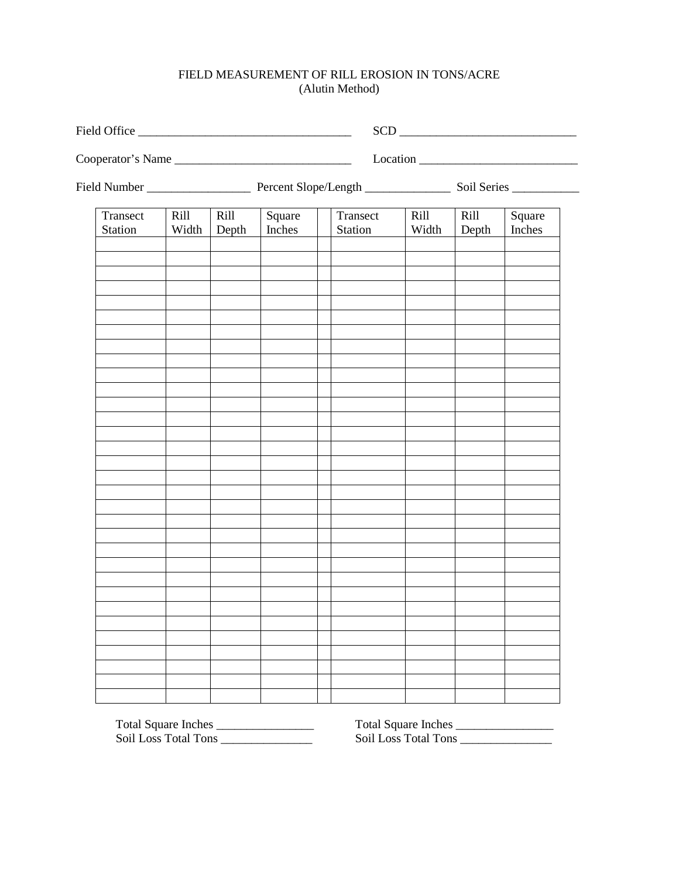FIELD MEASUREMENT OF RILL EROSION IN TONS/ACRE
(Alutin Method)

Field Office ___________________________________ SCD _____________________________

Cooperator's Name _____________________________ Location __________________________

Field Number _________________ Percent Slope/Length ______________ Soil Series ___________

| Transect Station | Rill Width | Rill Depth | Square Inches | | Transect Station | Rill Width | Rill Depth | Square Inches |
|---|---|---|---|---|---|---|---|---|
| | | | | | | | | |
| | | | | | | | | |
| | | | | | | | | |
| | | | | | | | | |
| | | | | | | | | |
| | | | | | | | | |
| | | | | | | | | |
| | | | | | | | | |
| | | | | | | | | |
| | | | | | | | | |
| | | | | | | | | |
| | | | | | | | | |
| | | | | | | | | |
| | | | | | | | | |
| | | | | | | | | |
| | | | | | | | | |
| | | | | | | | | |
| | | | | | | | | |
| | | | | | | | | |
| | | | | | | | | |
| | | | | | | | | |
| | | | | | | | | |
| | | | | | | | | |
| | | | | | | | | |
| | | | | | | | | |
| | | | | | | | | |
| | | | | | | | | |
| | | | | | | | | |
| | | | | | | | | |
| | | | | | | | | |
| | | | | | | | | |
| | | | | | | | | |

Total Square Inches ________________ Total Square Inches ________________

Soil Loss Total Tons _______________ Soil Loss Total Tons _______________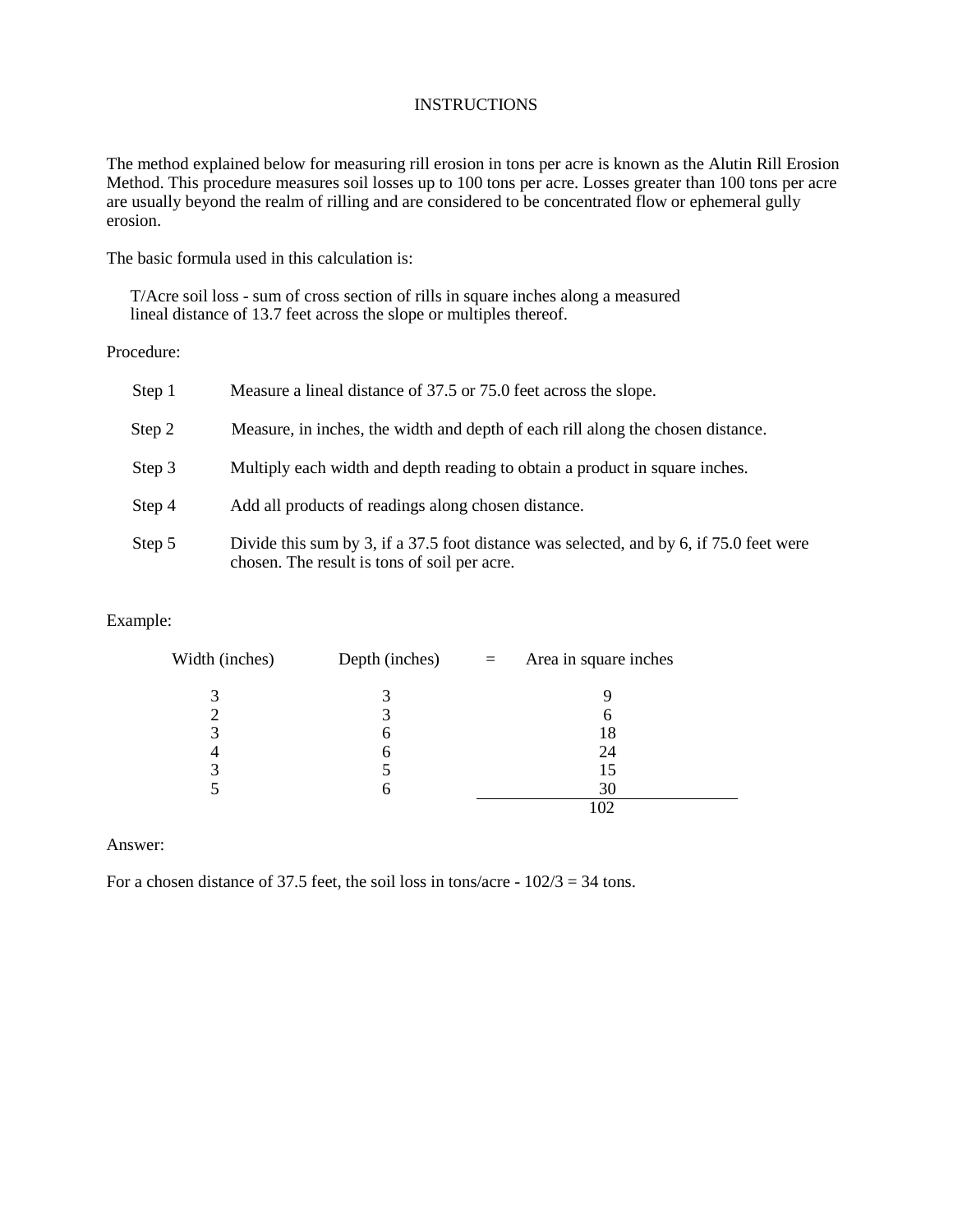# INSTRUCTIONS

The method explained below for measuring rill erosion in tons per acre is known as the Alutin Rill Erosion Method. This procedure measures soil losses up to 100 tons per acre. Losses greater than 100 tons per acre are usually beyond the realm of rilling and are considered to be concentrated flow or ephemeral gully erosion.

The basic formula used in this calculation is:

> T/Acre soil loss - sum of cross section of rills in square inches along a measured lineal distance of 13.7 feet across the slope or multiples thereof.

Procedure:

| | |
|---|---|
| Step 1 | Measure a lineal distance of 37.5 or 75.0 feet across the slope. |
| Step 2 | Measure, in inches, the width and depth of each rill along the chosen distance. |
| Step 3 | Multiply each width and depth reading to obtain a product in square inches. |
| Step 4 | Add all products of readings along chosen distance. |
| Step 5 | Divide this sum by 3, if a 37.5 foot distance was selected, and by 6, if 75.0 feet were chosen. The result is tons of soil per acre. |

Example:

| Width (inches) | Depth (inches) | = | Area in square inches |
|---|---|---|---|
| 3 | 3 | | 9 |
| 2 | 3 | | 6 |
| 3 | 6 | | 18 |
| 4 | 6 | | 24 |
| 3 | 5 | | 15 |
| 5 | 6 | | 30 |
| | | | 102 |

Answer:

For a chosen distance of 37.5 feet, the soil loss in tons/acre - 102/3 = 34 tons.